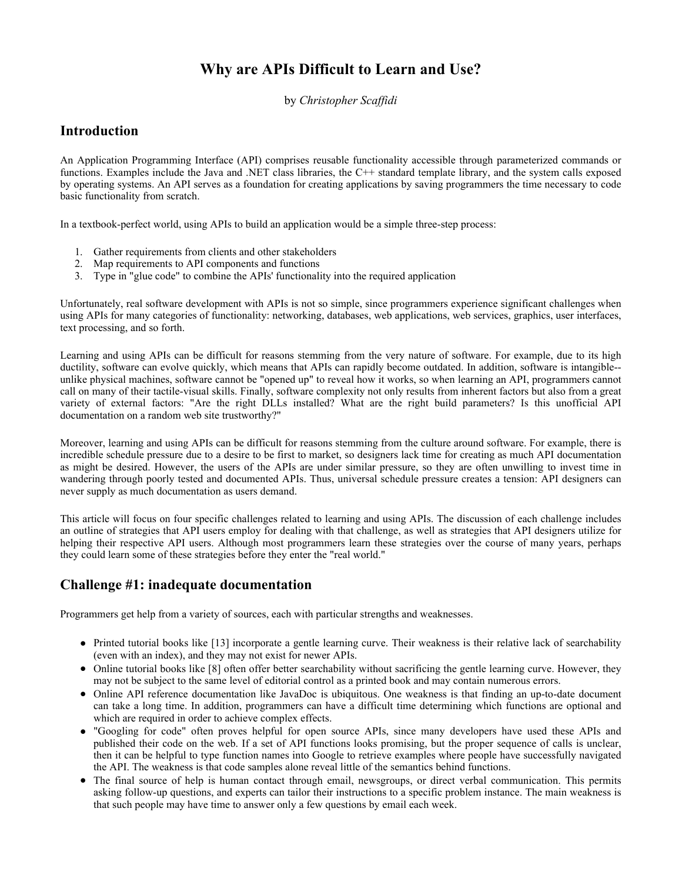# Why are APIs Difficult to Learn and Use?

by *Christopher Scaffidi*

## Introduction

An Application Programming Interface (API) comprises reusable functionality accessible through parameterized commands or functions. Examples include the Java and .NET class libraries, the C++ standard template library, and the system calls exposed by operating systems. An API serves as a foundation for creating applications by saving programmers the time necessary to code basic functionality from scratch.

In a textbook-perfect world, using APIs to build an application would be a simple three-step process:

1. Gather requirements from clients and other stakeholders
2. Map requirements to API components and functions
3. Type in "glue code" to combine the APIs' functionality into the required application

Unfortunately, real software development with APIs is not so simple, since programmers experience significant challenges when using APIs for many categories of functionality: networking, databases, web applications, web services, graphics, user interfaces, text processing, and so forth.

Learning and using APIs can be difficult for reasons stemming from the very nature of software. For example, due to its high ductility, software can evolve quickly, which means that APIs can rapidly become outdated. In addition, software is intangible--unlike physical machines, software cannot be "opened up" to reveal how it works, so when learning an API, programmers cannot call on many of their tactile-visual skills. Finally, software complexity not only results from inherent factors but also from a great variety of external factors: "Are the right DLLs installed? What are the right build parameters? Is this unofficial API documentation on a random web site trustworthy?"

Moreover, learning and using APIs can be difficult for reasons stemming from the culture around software. For example, there is incredible schedule pressure due to a desire to be first to market, so designers lack time for creating as much API documentation as might be desired. However, the users of the APIs are under similar pressure, so they are often unwilling to invest time in wandering through poorly tested and documented APIs. Thus, universal schedule pressure creates a tension: API designers can never supply as much documentation as users demand.

This article will focus on four specific challenges related to learning and using APIs. The discussion of each challenge includes an outline of strategies that API users employ for dealing with that challenge, as well as strategies that API designers utilize for helping their respective API users. Although most programmers learn these strategies over the course of many years, perhaps they could learn some of these strategies before they enter the "real world."

## Challenge #1: inadequate documentation

Programmers get help from a variety of sources, each with particular strengths and weaknesses.

- Printed tutorial books like [13] incorporate a gentle learning curve. Their weakness is their relative lack of searchability (even with an index), and they may not exist for newer APIs.
- Online tutorial books like [8] often offer better searchability without sacrificing the gentle learning curve. However, they may not be subject to the same level of editorial control as a printed book and may contain numerous errors.
- Online API reference documentation like JavaDoc is ubiquitous. One weakness is that finding an up-to-date document can take a long time. In addition, programmers can have a difficult time determining which functions are optional and which are required in order to achieve complex effects.
- "Googling for code" often proves helpful for open source APIs, since many developers have used these APIs and published their code on the web. If a set of API functions looks promising, but the proper sequence of calls is unclear, then it can be helpful to type function names into Google to retrieve examples where people have successfully navigated the API. The weakness is that code samples alone reveal little of the semantics behind functions.
- The final source of help is human contact through email, newsgroups, or direct verbal communication. This permits asking follow-up questions, and experts can tailor their instructions to a specific problem instance. The main weakness is that such people may have time to answer only a few questions by email each week.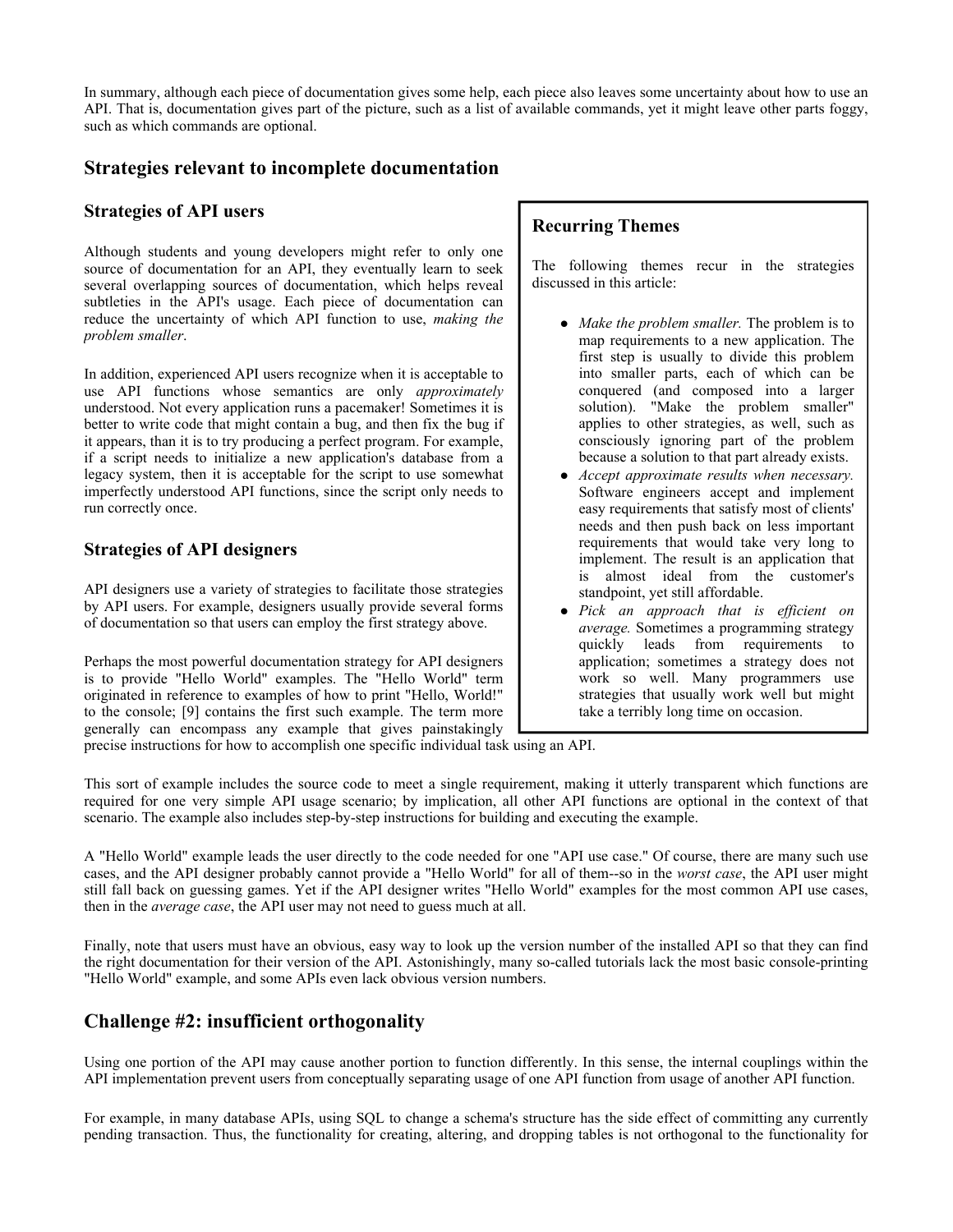In summary, although each piece of documentation gives some help, each piece also leaves some uncertainty about how to use an API. That is, documentation gives part of the picture, such as a list of available commands, yet it might leave other parts foggy, such as which commands are optional.

## Strategies relevant to incomplete documentation

### Strategies of API users

Although students and young developers might refer to only one source of documentation for an API, they eventually learn to seek several overlapping sources of documentation, which helps reveal subtleties in the API's usage. Each piece of documentation can reduce the uncertainty of which API function to use, *making the problem smaller*.

In addition, experienced API users recognize when it is acceptable to use API functions whose semantics are only *approximately* understood. Not every application runs a pacemaker! Sometimes it is better to write code that might contain a bug, and then fix the bug if it appears, than it is to try producing a perfect program. For example, if a script needs to initialize a new application's database from a legacy system, then it is acceptable for the script to use somewhat imperfectly understood API functions, since the script only needs to run correctly once.

### Strategies of API designers

API designers use a variety of strategies to facilitate those strategies by API users. For example, designers usually provide several forms of documentation so that users can employ the first strategy above.

Perhaps the most powerful documentation strategy for API designers is to provide "Hello World" examples. The "Hello World" term originated in reference to examples of how to print "Hello, World!" to the console; [9] contains the first such example. The term more generally can encompass any example that gives painstakingly precise instructions for how to accomplish one specific individual task using an API.

This sort of example includes the source code to meet a single requirement, making it utterly transparent which functions are required for one very simple API usage scenario; by implication, all other API functions are optional in the context of that scenario. The example also includes step-by-step instructions for building and executing the example.

A "Hello World" example leads the user directly to the code needed for one "API use case." Of course, there are many such use cases, and the API designer probably cannot provide a "Hello World" for all of them--so in the *worst case*, the API user might still fall back on guessing games. Yet if the API designer writes "Hello World" examples for the most common API use cases, then in the *average case*, the API user may not need to guess much at all.

Finally, note that users must have an obvious, easy way to look up the version number of the installed API so that they can find the right documentation for their version of the API. Astonishingly, many so-called tutorials lack the most basic console-printing "Hello World" example, and some APIs even lack obvious version numbers.

### Recurring Themes

The following themes recur in the strategies discussed in this article:

- *Make the problem smaller.* The problem is to map requirements to a new application. The first step is usually to divide this problem into smaller parts, each of which can be conquered (and composed into a larger solution). "Make the problem smaller" applies to other strategies, as well, such as consciously ignoring part of the problem because a solution to that part already exists.
- *Accept approximate results when necessary.* Software engineers accept and implement easy requirements that satisfy most of clients' needs and then push back on less important requirements that would take very long to implement. The result is an application that is almost ideal from the customer's standpoint, yet still affordable.
- *Pick an approach that is efficient on average.* Sometimes a programming strategy quickly leads from requirements to application; sometimes a strategy does not work so well. Many programmers use strategies that usually work well but might take a terribly long time on occasion.

## Challenge #2: insufficient orthogonality

Using one portion of the API may cause another portion to function differently. In this sense, the internal couplings within the API implementation prevent users from conceptually separating usage of one API function from usage of another API function.

For example, in many database APIs, using SQL to change a schema's structure has the side effect of committing any currently pending transaction. Thus, the functionality for creating, altering, and dropping tables is not orthogonal to the functionality for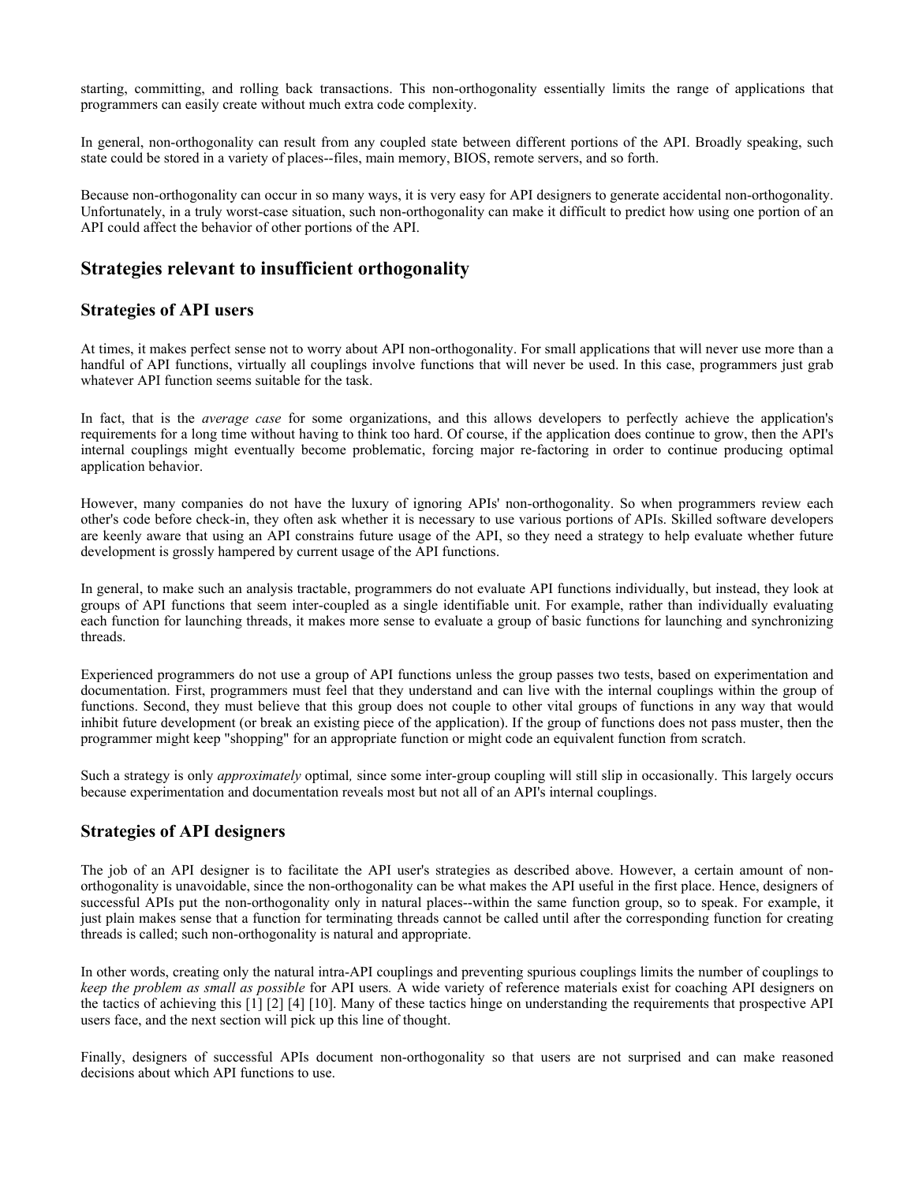starting, committing, and rolling back transactions. This non-orthogonality essentially limits the range of applications that programmers can easily create without much extra code complexity.

In general, non-orthogonality can result from any coupled state between different portions of the API. Broadly speaking, such state could be stored in a variety of places--files, main memory, BIOS, remote servers, and so forth.

Because non-orthogonality can occur in so many ways, it is very easy for API designers to generate accidental non-orthogonality. Unfortunately, in a truly worst-case situation, such non-orthogonality can make it difficult to predict how using one portion of an API could affect the behavior of other portions of the API.

## Strategies relevant to insufficient orthogonality

### Strategies of API users

At times, it makes perfect sense not to worry about API non-orthogonality. For small applications that will never use more than a handful of API functions, virtually all couplings involve functions that will never be used. In this case, programmers just grab whatever API function seems suitable for the task.

In fact, that is the *average case* for some organizations, and this allows developers to perfectly achieve the application's requirements for a long time without having to think too hard. Of course, if the application does continue to grow, then the API's internal couplings might eventually become problematic, forcing major re-factoring in order to continue producing optimal application behavior.

However, many companies do not have the luxury of ignoring APIs' non-orthogonality. So when programmers review each other's code before check-in, they often ask whether it is necessary to use various portions of APIs. Skilled software developers are keenly aware that using an API constrains future usage of the API, so they need a strategy to help evaluate whether future development is grossly hampered by current usage of the API functions.

In general, to make such an analysis tractable, programmers do not evaluate API functions individually, but instead, they look at groups of API functions that seem inter-coupled as a single identifiable unit. For example, rather than individually evaluating each function for launching threads, it makes more sense to evaluate a group of basic functions for launching and synchronizing threads.

Experienced programmers do not use a group of API functions unless the group passes two tests, based on experimentation and documentation. First, programmers must feel that they understand and can live with the internal couplings within the group of functions. Second, they must believe that this group does not couple to other vital groups of functions in any way that would inhibit future development (or break an existing piece of the application). If the group of functions does not pass muster, then the programmer might keep "shopping" for an appropriate function or might code an equivalent function from scratch.

Such a strategy is only *approximately* optimal*,* since some inter-group coupling will still slip in occasionally. This largely occurs because experimentation and documentation reveals most but not all of an API's internal couplings.

### Strategies of API designers

The job of an API designer is to facilitate the API user's strategies as described above. However, a certain amount of non-orthogonality is unavoidable, since the non-orthogonality can be what makes the API useful in the first place. Hence, designers of successful APIs put the non-orthogonality only in natural places--within the same function group, so to speak. For example, it just plain makes sense that a function for terminating threads cannot be called until after the corresponding function for creating threads is called; such non-orthogonality is natural and appropriate.

In other words, creating only the natural intra-API couplings and preventing spurious couplings limits the number of couplings to *keep the problem as small as possible* for API users*.* A wide variety of reference materials exist for coaching API designers on the tactics of achieving this [1] [2] [4] [10]. Many of these tactics hinge on understanding the requirements that prospective API users face, and the next section will pick up this line of thought.

Finally, designers of successful APIs document non-orthogonality so that users are not surprised and can make reasoned decisions about which API functions to use.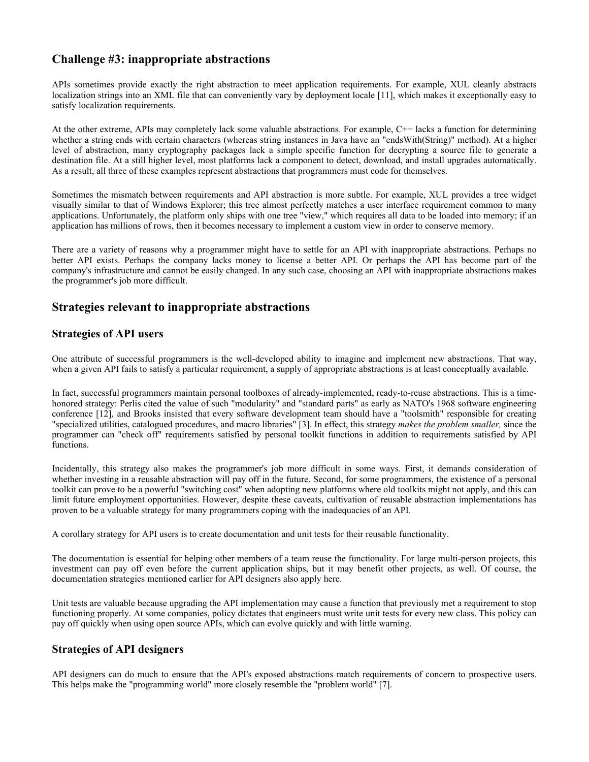## Challenge #3: inappropriate abstractions

APIs sometimes provide exactly the right abstraction to meet application requirements. For example, XUL cleanly abstracts localization strings into an XML file that can conveniently vary by deployment locale [11], which makes it exceptionally easy to satisfy localization requirements.

At the other extreme, APIs may completely lack some valuable abstractions. For example, C++ lacks a function for determining whether a string ends with certain characters (whereas string instances in Java have an "endsWith(String)" method). At a higher level of abstraction, many cryptography packages lack a simple specific function for decrypting a source file to generate a destination file. At a still higher level, most platforms lack a component to detect, download, and install upgrades automatically. As a result, all three of these examples represent abstractions that programmers must code for themselves.

Sometimes the mismatch between requirements and API abstraction is more subtle. For example, XUL provides a tree widget visually similar to that of Windows Explorer; this tree almost perfectly matches a user interface requirement common to many applications. Unfortunately, the platform only ships with one tree "view," which requires all data to be loaded into memory; if an application has millions of rows, then it becomes necessary to implement a custom view in order to conserve memory.

There are a variety of reasons why a programmer might have to settle for an API with inappropriate abstractions. Perhaps no better API exists. Perhaps the company lacks money to license a better API. Or perhaps the API has become part of the company's infrastructure and cannot be easily changed. In any such case, choosing an API with inappropriate abstractions makes the programmer's job more difficult.

## Strategies relevant to inappropriate abstractions

### Strategies of API users

One attribute of successful programmers is the well-developed ability to imagine and implement new abstractions. That way, when a given API fails to satisfy a particular requirement, a supply of appropriate abstractions is at least conceptually available.

In fact, successful programmers maintain personal toolboxes of already-implemented, ready-to-reuse abstractions. This is a time-honored strategy: Perlis cited the value of such "modularity" and "standard parts" as early as NATO's 1968 software engineering conference [12], and Brooks insisted that every software development team should have a "toolsmith" responsible for creating "specialized utilities, catalogued procedures, and macro libraries" [3]. In effect, this strategy *makes the problem smaller,* since the programmer can "check off" requirements satisfied by personal toolkit functions in addition to requirements satisfied by API functions.

Incidentally, this strategy also makes the programmer's job more difficult in some ways. First, it demands consideration of whether investing in a reusable abstraction will pay off in the future. Second, for some programmers, the existence of a personal toolkit can prove to be a powerful "switching cost" when adopting new platforms where old toolkits might not apply, and this can limit future employment opportunities. However, despite these caveats, cultivation of reusable abstraction implementations has proven to be a valuable strategy for many programmers coping with the inadequacies of an API.

A corollary strategy for API users is to create documentation and unit tests for their reusable functionality.

The documentation is essential for helping other members of a team reuse the functionality. For large multi-person projects, this investment can pay off even before the current application ships, but it may benefit other projects, as well. Of course, the documentation strategies mentioned earlier for API designers also apply here.

Unit tests are valuable because upgrading the API implementation may cause a function that previously met a requirement to stop functioning properly. At some companies, policy dictates that engineers must write unit tests for every new class. This policy can pay off quickly when using open source APIs, which can evolve quickly and with little warning.

### Strategies of API designers

API designers can do much to ensure that the API's exposed abstractions match requirements of concern to prospective users. This helps make the "programming world" more closely resemble the "problem world" [7].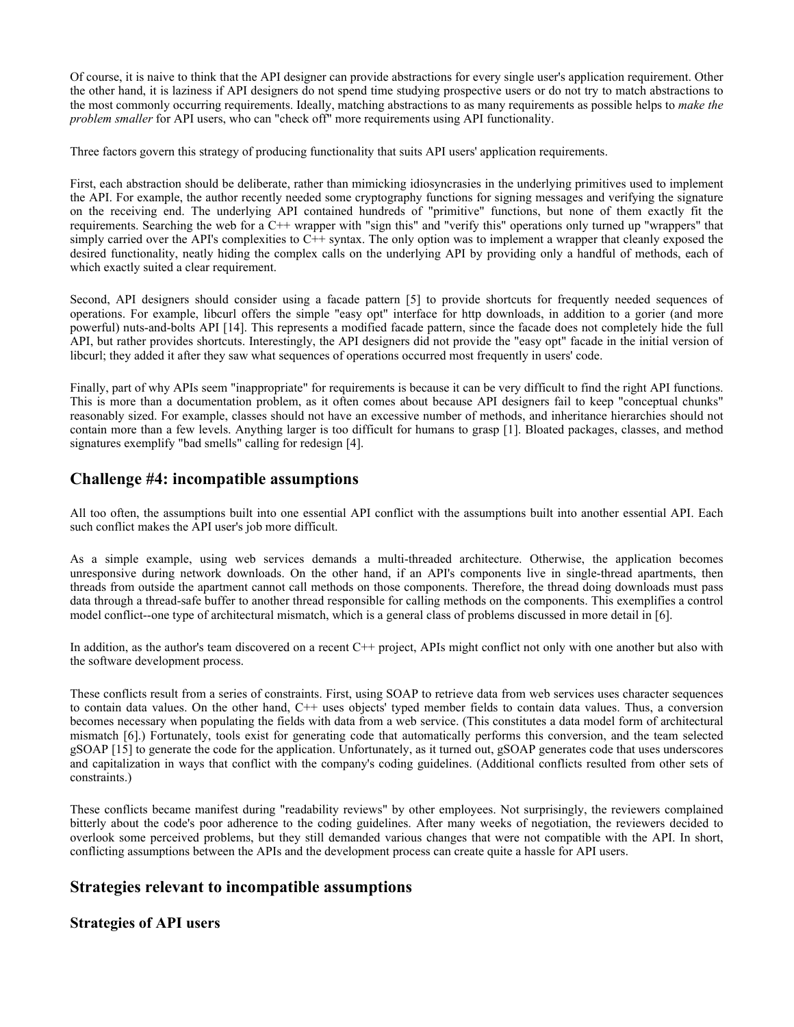Of course, it is naive to think that the API designer can provide abstractions for every single user's application requirement. Other the other hand, it is laziness if API designers do not spend time studying prospective users or do not try to match abstractions to the most commonly occurring requirements. Ideally, matching abstractions to as many requirements as possible helps to *make the problem smaller* for API users, who can "check off" more requirements using API functionality.

Three factors govern this strategy of producing functionality that suits API users' application requirements.

First, each abstraction should be deliberate, rather than mimicking idiosyncrasies in the underlying primitives used to implement the API. For example, the author recently needed some cryptography functions for signing messages and verifying the signature on the receiving end. The underlying API contained hundreds of "primitive" functions, but none of them exactly fit the requirements. Searching the web for a C++ wrapper with "sign this" and "verify this" operations only turned up "wrappers" that simply carried over the API's complexities to C++ syntax. The only option was to implement a wrapper that cleanly exposed the desired functionality, neatly hiding the complex calls on the underlying API by providing only a handful of methods, each of which exactly suited a clear requirement.

Second, API designers should consider using a facade pattern [5] to provide shortcuts for frequently needed sequences of operations. For example, libcurl offers the simple "easy opt" interface for http downloads, in addition to a gorier (and more powerful) nuts-and-bolts API [14]. This represents a modified facade pattern, since the facade does not completely hide the full API, but rather provides shortcuts. Interestingly, the API designers did not provide the "easy opt" facade in the initial version of libcurl; they added it after they saw what sequences of operations occurred most frequently in users' code.

Finally, part of why APIs seem "inappropriate" for requirements is because it can be very difficult to find the right API functions. This is more than a documentation problem, as it often comes about because API designers fail to keep "conceptual chunks" reasonably sized. For example, classes should not have an excessive number of methods, and inheritance hierarchies should not contain more than a few levels. Anything larger is too difficult for humans to grasp [1]. Bloated packages, classes, and method signatures exemplify "bad smells" calling for redesign [4].

## Challenge #4: incompatible assumptions

All too often, the assumptions built into one essential API conflict with the assumptions built into another essential API. Each such conflict makes the API user's job more difficult.

As a simple example, using web services demands a multi-threaded architecture. Otherwise, the application becomes unresponsive during network downloads. On the other hand, if an API's components live in single-thread apartments, then threads from outside the apartment cannot call methods on those components. Therefore, the thread doing downloads must pass data through a thread-safe buffer to another thread responsible for calling methods on the components. This exemplifies a control model conflict--one type of architectural mismatch, which is a general class of problems discussed in more detail in [6].

In addition, as the author's team discovered on a recent C++ project, APIs might conflict not only with one another but also with the software development process.

These conflicts result from a series of constraints. First, using SOAP to retrieve data from web services uses character sequences to contain data values. On the other hand, C++ uses objects' typed member fields to contain data values. Thus, a conversion becomes necessary when populating the fields with data from a web service. (This constitutes a data model form of architectural mismatch [6].) Fortunately, tools exist for generating code that automatically performs this conversion, and the team selected gSOAP [15] to generate the code for the application. Unfortunately, as it turned out, gSOAP generates code that uses underscores and capitalization in ways that conflict with the company's coding guidelines. (Additional conflicts resulted from other sets of constraints.)

These conflicts became manifest during "readability reviews" by other employees. Not surprisingly, the reviewers complained bitterly about the code's poor adherence to the coding guidelines. After many weeks of negotiation, the reviewers decided to overlook some perceived problems, but they still demanded various changes that were not compatible with the API. In short, conflicting assumptions between the APIs and the development process can create quite a hassle for API users.

## Strategies relevant to incompatible assumptions

### Strategies of API users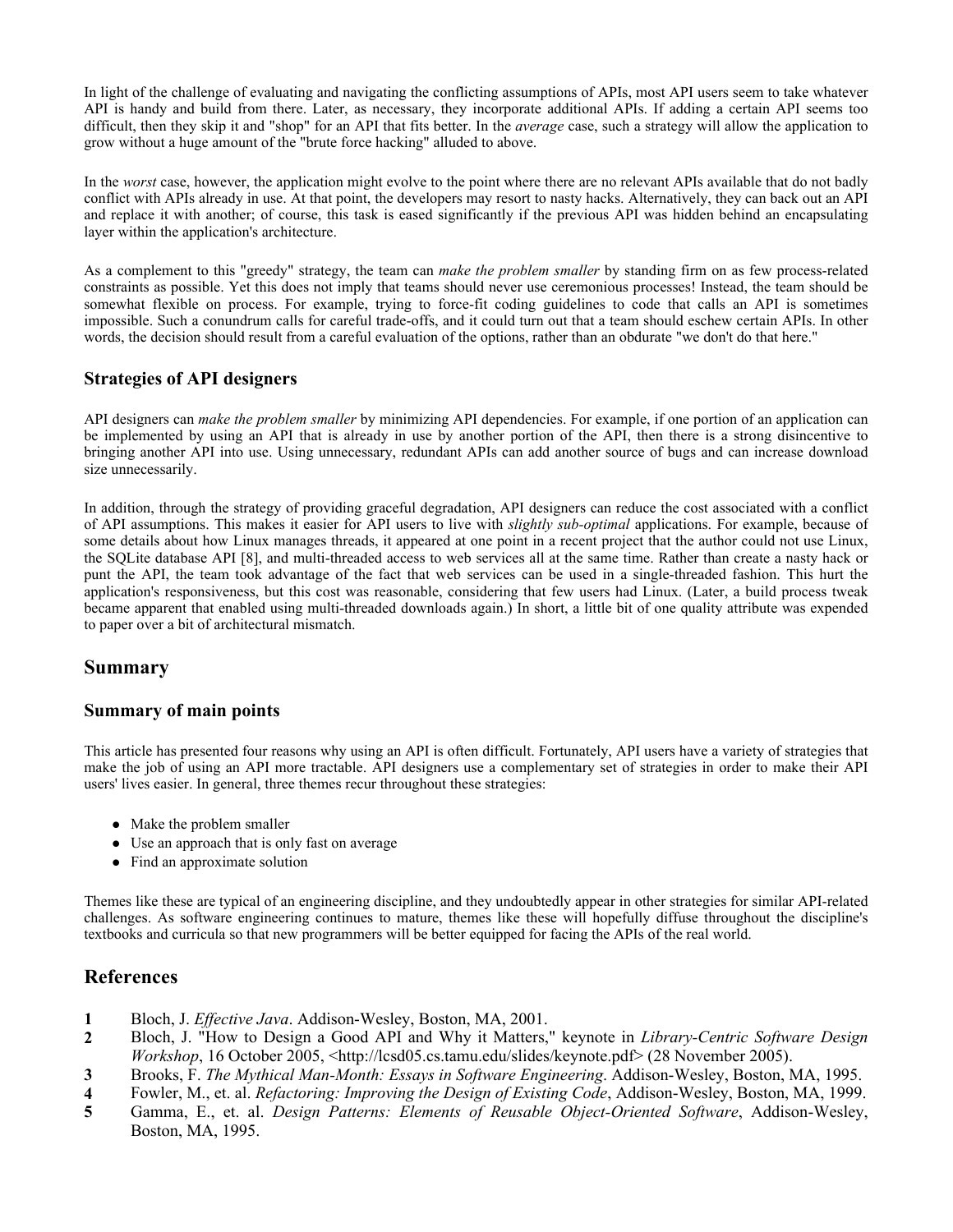In light of the challenge of evaluating and navigating the conflicting assumptions of APIs, most API users seem to take whatever API is handy and build from there. Later, as necessary, they incorporate additional APIs. If adding a certain API seems too difficult, then they skip it and "shop" for an API that fits better. In the *average* case, such a strategy will allow the application to grow without a huge amount of the "brute force hacking" alluded to above.

In the *worst* case, however, the application might evolve to the point where there are no relevant APIs available that do not badly conflict with APIs already in use. At that point, the developers may resort to nasty hacks. Alternatively, they can back out an API and replace it with another; of course, this task is eased significantly if the previous API was hidden behind an encapsulating layer within the application's architecture.

As a complement to this "greedy" strategy, the team can *make the problem smaller* by standing firm on as few process-related constraints as possible. Yet this does not imply that teams should never use ceremonious processes! Instead, the team should be somewhat flexible on process. For example, trying to force-fit coding guidelines to code that calls an API is sometimes impossible. Such a conundrum calls for careful trade-offs, and it could turn out that a team should eschew certain APIs. In other words, the decision should result from a careful evaluation of the options, rather than an obdurate "we don't do that here."

### Strategies of API designers

API designers can *make the problem smaller* by minimizing API dependencies. For example, if one portion of an application can be implemented by using an API that is already in use by another portion of the API, then there is a strong disincentive to bringing another API into use. Using unnecessary, redundant APIs can add another source of bugs and can increase download size unnecessarily.

In addition, through the strategy of providing graceful degradation, API designers can reduce the cost associated with a conflict of API assumptions. This makes it easier for API users to live with *slightly sub-optimal* applications. For example, because of some details about how Linux manages threads, it appeared at one point in a recent project that the author could not use Linux, the SQLite database API [8], and multi-threaded access to web services all at the same time. Rather than create a nasty hack or punt the API, the team took advantage of the fact that web services can be used in a single-threaded fashion. This hurt the application's responsiveness, but this cost was reasonable, considering that few users had Linux. (Later, a build process tweak became apparent that enabled using multi-threaded downloads again.) In short, a little bit of one quality attribute was expended to paper over a bit of architectural mismatch.

## Summary

### Summary of main points

This article has presented four reasons why using an API is often difficult. Fortunately, API users have a variety of strategies that make the job of using an API more tractable. API designers use a complementary set of strategies in order to make their API users' lives easier. In general, three themes recur throughout these strategies:

- Make the problem smaller
- Use an approach that is only fast on average
- Find an approximate solution

Themes like these are typical of an engineering discipline, and they undoubtedly appear in other strategies for similar API-related challenges. As software engineering continues to mature, themes like these will hopefully diffuse throughout the discipline's textbooks and curricula so that new programmers will be better equipped for facing the APIs of the real world.

## References

1. Bloch, J. *Effective Java*. Addison-Wesley, Boston, MA, 2001.
2. Bloch, J. "How to Design a Good API and Why it Matters," keynote in *Library-Centric Software Design Workshop*, 16 October 2005, <http://lcsd05.cs.tamu.edu/slides/keynote.pdf> (28 November 2005).
3. Brooks, F. *The Mythical Man-Month: Essays in Software Engineering*. Addison-Wesley, Boston, MA, 1995.
4. Fowler, M., et. al. *Refactoring: Improving the Design of Existing Code*, Addison-Wesley, Boston, MA, 1999.
5. Gamma, E., et. al. *Design Patterns: Elements of Reusable Object-Oriented Software*, Addison-Wesley, Boston, MA, 1995.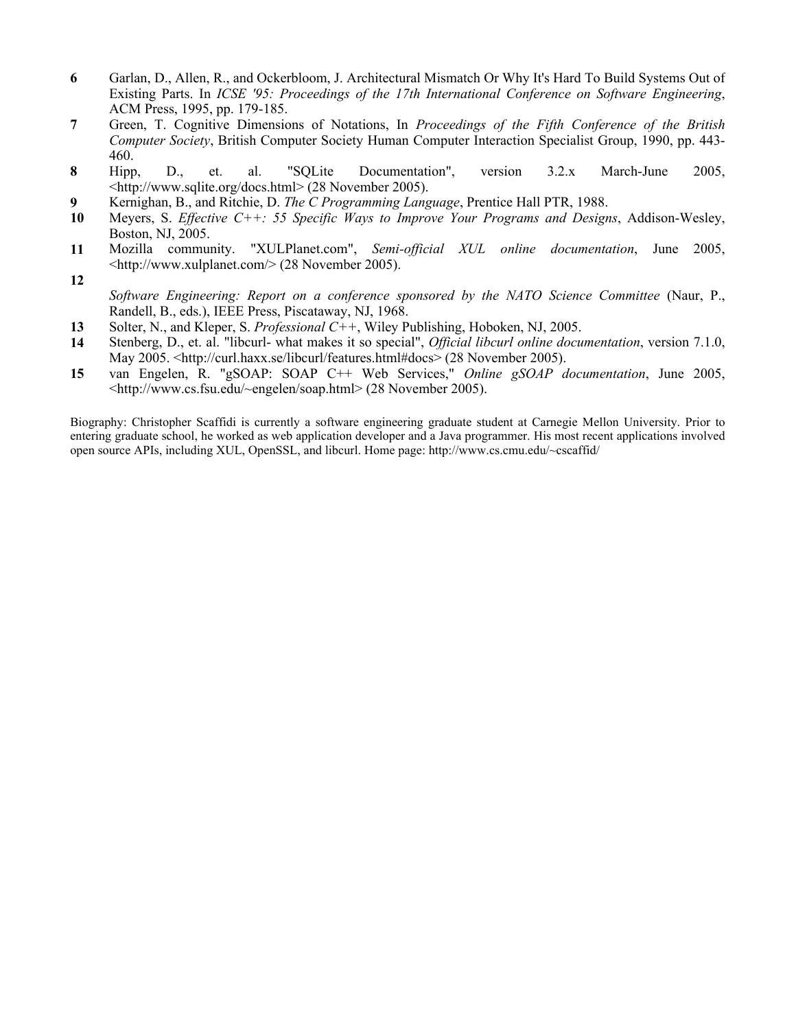**6** Garlan, D., Allen, R., and Ockerbloom, J. Architectural Mismatch Or Why It's Hard To Build Systems Out of Existing Parts. In *ICSE '95: Proceedings of the 17th International Conference on Software Engineering*, ACM Press, 1995, pp. 179-185.

**7** Green, T. Cognitive Dimensions of Notations, In *Proceedings of the Fifth Conference of the British Computer Society*, British Computer Society Human Computer Interaction Specialist Group, 1990, pp. 443-460.

**8** Hipp, D., et. al. "SQLite Documentation", version 3.2.x March-June 2005, <http://www.sqlite.org/docs.html> (28 November 2005).

**9** Kernighan, B., and Ritchie, D. *The C Programming Language*, Prentice Hall PTR, 1988.

**10** Meyers, S. *Effective C++: 55 Specific Ways to Improve Your Programs and Designs*, Addison-Wesley, Boston, NJ, 2005.

**11** Mozilla community. "XULPlanet.com", *Semi-official XUL online documentation*, June 2005, <http://www.xulplanet.com/> (28 November 2005).

**12** *Software Engineering: Report on a conference sponsored by the NATO Science Committee* (Naur, P., Randell, B., eds.), IEEE Press, Piscataway, NJ, 1968.

**13** Solter, N., and Kleper, S. *Professional C++*, Wiley Publishing, Hoboken, NJ, 2005.

**14** Stenberg, D., et. al. "libcurl- what makes it so special", *Official libcurl online documentation*, version 7.1.0, May 2005. <http://curl.haxx.se/libcurl/features.html#docs> (28 November 2005).

**15** van Engelen, R. "gSOAP: SOAP C++ Web Services," *Online gSOAP documentation*, June 2005, <http://www.cs.fsu.edu/~engelen/soap.html> (28 November 2005).

Biography: Christopher Scaffidi is currently a software engineering graduate student at Carnegie Mellon University. Prior to entering graduate school, he worked as web application developer and a Java programmer. His most recent applications involved open source APIs, including XUL, OpenSSL, and libcurl. Home page: http://www.cs.cmu.edu/~cscaffid/